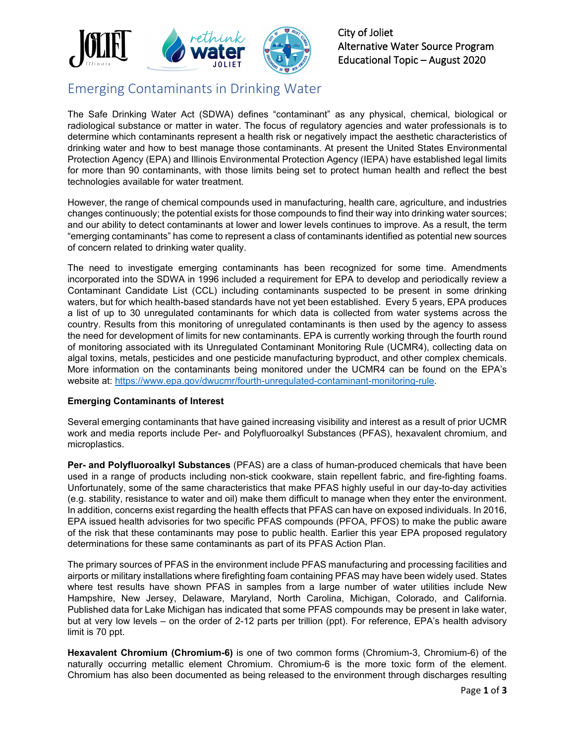City of Joliet
Alternative Water Source Program
Educational Topic – August 2020

# Emerging Contaminants in Drinking Water

The Safe Drinking Water Act (SDWA) defines "contaminant" as any physical, chemical, biological or radiological substance or matter in water. The focus of regulatory agencies and water professionals is to determine which contaminants represent a health risk or negatively impact the aesthetic characteristics of drinking water and how to best manage those contaminants. At present the United States Environmental Protection Agency (EPA) and Illinois Environmental Protection Agency (IEPA) have established legal limits for more than 90 contaminants, with those limits being set to protect human health and reflect the best technologies available for water treatment.

However, the range of chemical compounds used in manufacturing, health care, agriculture, and industries changes continuously; the potential exists for those compounds to find their way into drinking water sources; and our ability to detect contaminants at lower and lower levels continues to improve. As a result, the term "emerging contaminants" has come to represent a class of contaminants identified as potential new sources of concern related to drinking water quality.

The need to investigate emerging contaminants has been recognized for some time. Amendments incorporated into the SDWA in 1996 included a requirement for EPA to develop and periodically review a Contaminant Candidate List (CCL) including contaminants suspected to be present in some drinking waters, but for which health-based standards have not yet been established. Every 5 years, EPA produces a list of up to 30 unregulated contaminants for which data is collected from water systems across the country. Results from this monitoring of unregulated contaminants is then used by the agency to assess the need for development of limits for new contaminants. EPA is currently working through the fourth round of monitoring associated with its Unregulated Contaminant Monitoring Rule (UCMR4), collecting data on algal toxins, metals, pesticides and one pesticide manufacturing byproduct, and other complex chemicals. More information on the contaminants being monitored under the UCMR4 can be found on the EPA's website at: https://www.epa.gov/dwucmr/fourth-unregulated-contaminant-monitoring-rule.

**Emerging Contaminants of Interest**

Several emerging contaminants that have gained increasing visibility and interest as a result of prior UCMR work and media reports include Per- and Polyfluoroalkyl Substances (PFAS), hexavalent chromium, and microplastics.

**Per- and Polyfluoroalkyl Substances** (PFAS) are a class of human-produced chemicals that have been used in a range of products including non-stick cookware, stain repellent fabric, and fire-fighting foams. Unfortunately, some of the same characteristics that make PFAS highly useful in our day-to-day activities (e.g. stability, resistance to water and oil) make them difficult to manage when they enter the environment. In addition, concerns exist regarding the health effects that PFAS can have on exposed individuals. In 2016, EPA issued health advisories for two specific PFAS compounds (PFOA, PFOS) to make the public aware of the risk that these contaminants may pose to public health. Earlier this year EPA proposed regulatory determinations for these same contaminants as part of its PFAS Action Plan.

The primary sources of PFAS in the environment include PFAS manufacturing and processing facilities and airports or military installations where firefighting foam containing PFAS may have been widely used. States where test results have shown PFAS in samples from a large number of water utilities include New Hampshire, New Jersey, Delaware, Maryland, North Carolina, Michigan, Colorado, and California. Published data for Lake Michigan has indicated that some PFAS compounds may be present in lake water, but at very low levels – on the order of 2-12 parts per trillion (ppt). For reference, EPA's health advisory limit is 70 ppt.

**Hexavalent Chromium (Chromium-6)** is one of two common forms (Chromium-3, Chromium-6) of the naturally occurring metallic element Chromium. Chromium-6 is the more toxic form of the element. Chromium has also been documented as being released to the environment through discharges resulting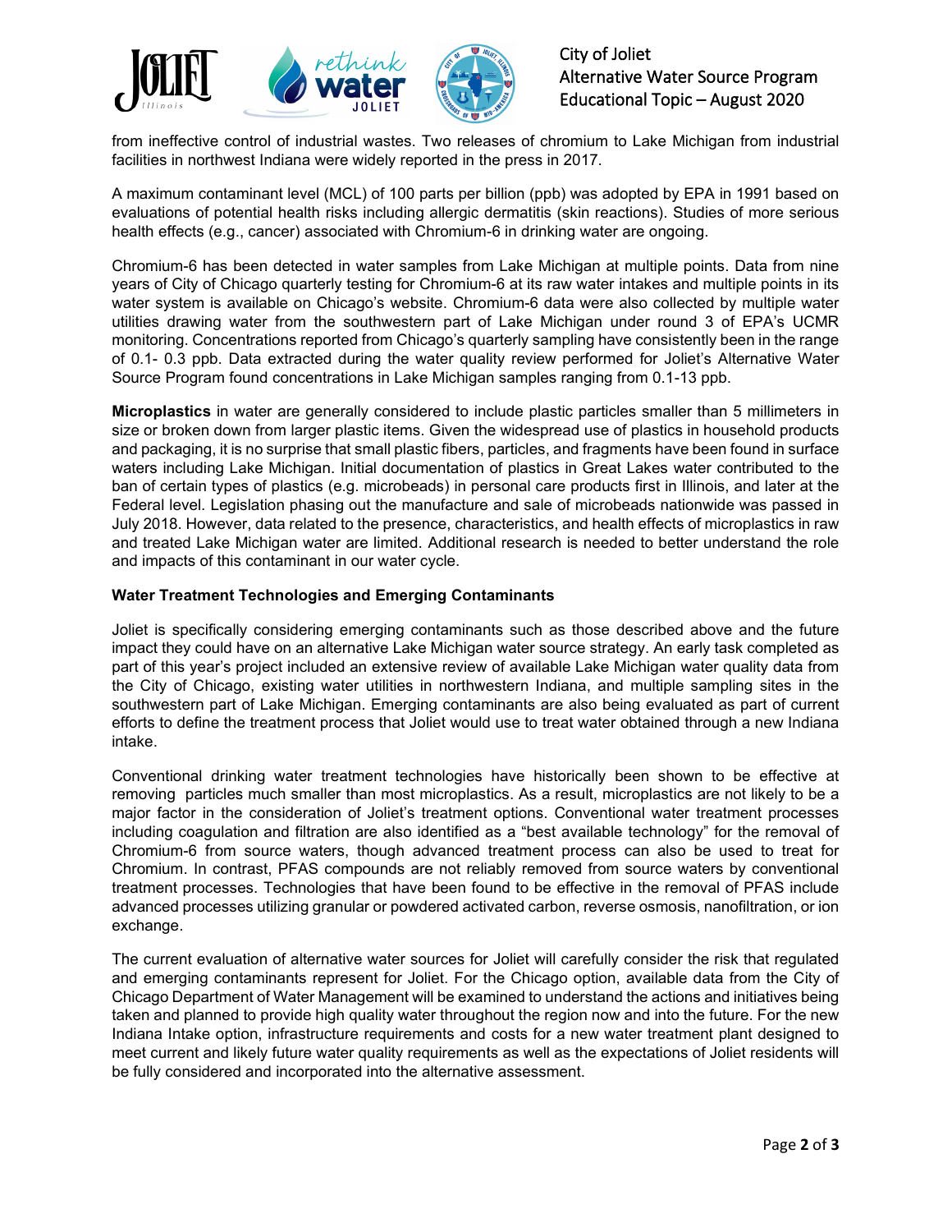from ineffective control of industrial wastes. Two releases of chromium to Lake Michigan from industrial facilities in northwest Indiana were widely reported in the press in 2017.

A maximum contaminant level (MCL) of 100 parts per billion (ppb) was adopted by EPA in 1991 based on evaluations of potential health risks including allergic dermatitis (skin reactions). Studies of more serious health effects (e.g., cancer) associated with Chromium-6 in drinking water are ongoing.

Chromium-6 has been detected in water samples from Lake Michigan at multiple points. Data from nine years of City of Chicago quarterly testing for Chromium-6 at its raw water intakes and multiple points in its water system is available on Chicago's website. Chromium-6 data were also collected by multiple water utilities drawing water from the southwestern part of Lake Michigan under round 3 of EPA's UCMR monitoring. Concentrations reported from Chicago's quarterly sampling have consistently been in the range of 0.1- 0.3 ppb. Data extracted during the water quality review performed for Joliet's Alternative Water Source Program found concentrations in Lake Michigan samples ranging from 0.1-13 ppb.

**Microplastics** in water are generally considered to include plastic particles smaller than 5 millimeters in size or broken down from larger plastic items. Given the widespread use of plastics in household products and packaging, it is no surprise that small plastic fibers, particles, and fragments have been found in surface waters including Lake Michigan. Initial documentation of plastics in Great Lakes water contributed to the ban of certain types of plastics (e.g. microbeads) in personal care products first in Illinois, and later at the Federal level. Legislation phasing out the manufacture and sale of microbeads nationwide was passed in July 2018. However, data related to the presence, characteristics, and health effects of microplastics in raw and treated Lake Michigan water are limited. Additional research is needed to better understand the role and impacts of this contaminant in our water cycle.

**Water Treatment Technologies and Emerging Contaminants**

Joliet is specifically considering emerging contaminants such as those described above and the future impact they could have on an alternative Lake Michigan water source strategy. An early task completed as part of this year's project included an extensive review of available Lake Michigan water quality data from the City of Chicago, existing water utilities in northwestern Indiana, and multiple sampling sites in the southwestern part of Lake Michigan. Emerging contaminants are also being evaluated as part of current efforts to define the treatment process that Joliet would use to treat water obtained through a new Indiana intake.

Conventional drinking water treatment technologies have historically been shown to be effective at removing particles much smaller than most microplastics. As a result, microplastics are not likely to be a major factor in the consideration of Joliet's treatment options. Conventional water treatment processes including coagulation and filtration are also identified as a "best available technology" for the removal of Chromium-6 from source waters, though advanced treatment process can also be used to treat for Chromium. In contrast, PFAS compounds are not reliably removed from source waters by conventional treatment processes. Technologies that have been found to be effective in the removal of PFAS include advanced processes utilizing granular or powdered activated carbon, reverse osmosis, nanofiltration, or ion exchange.

The current evaluation of alternative water sources for Joliet will carefully consider the risk that regulated and emerging contaminants represent for Joliet. For the Chicago option, available data from the City of Chicago Department of Water Management will be examined to understand the actions and initiatives being taken and planned to provide high quality water throughout the region now and into the future. For the new Indiana Intake option, infrastructure requirements and costs for a new water treatment plant designed to meet current and likely future water quality requirements as well as the expectations of Joliet residents will be fully considered and incorporated into the alternative assessment.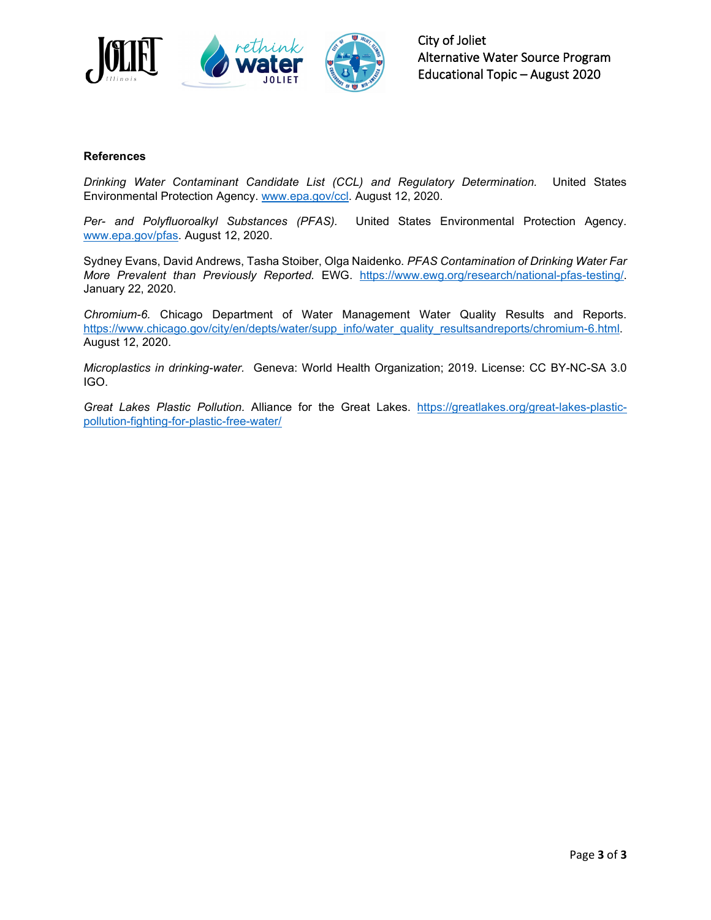**References**

*Drinking Water Contaminant Candidate List (CCL) and Regulatory Determination.* United States Environmental Protection Agency. www.epa.gov/ccl. August 12, 2020.

*Per- and Polyfluoroalkyl Substances (PFAS).* United States Environmental Protection Agency. www.epa.gov/pfas. August 12, 2020.

Sydney Evans, David Andrews, Tasha Stoiber, Olga Naidenko. *PFAS Contamination of Drinking Water Far More Prevalent than Previously Reported.* EWG. https://www.ewg.org/research/national-pfas-testing/. January 22, 2020.

*Chromium-6.* Chicago Department of Water Management Water Quality Results and Reports. https://www.chicago.gov/city/en/depts/water/supp_info/water_quality_resultsandreports/chromium-6.html. August 12, 2020.

*Microplastics in drinking-water.* Geneva: World Health Organization; 2019. License: CC BY-NC-SA 3.0 IGO.

*Great Lakes Plastic Pollution.* Alliance for the Great Lakes. https://greatlakes.org/great-lakes-plastic-pollution-fighting-for-plastic-free-water/